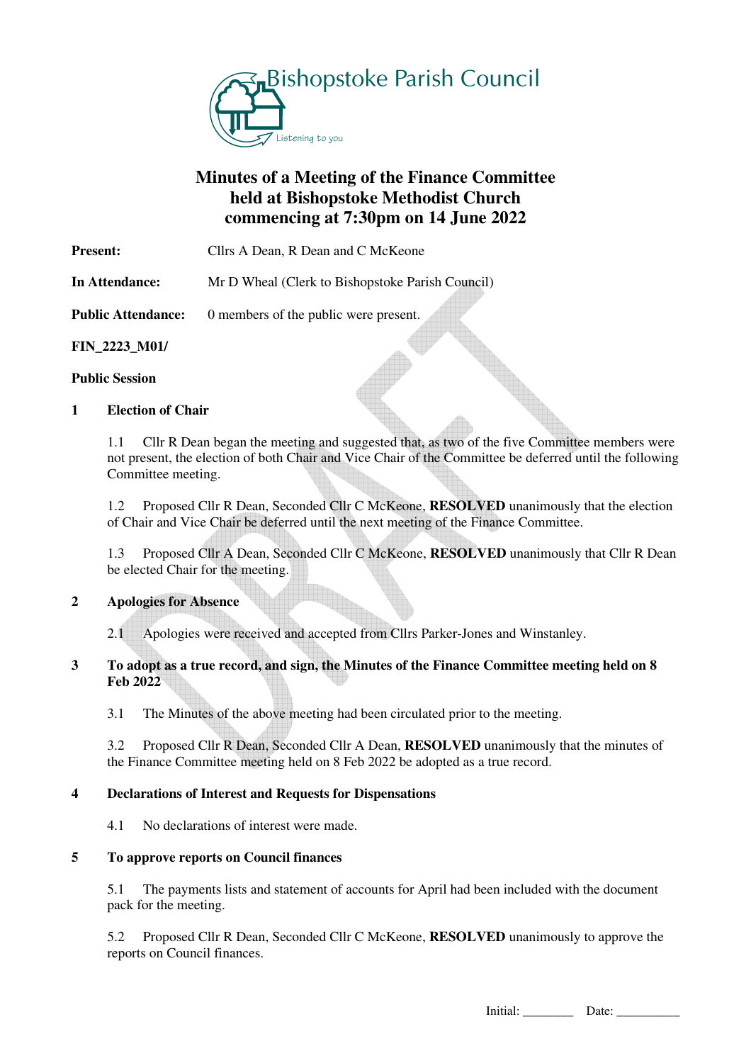Bishopstoke Parish Council

Listening to you

# Minutes of a Meeting of the Finance Committee held at Bishopstoke Methodist Church commencing at 7:30pm on 14 June 2022

**Present:** Cllrs A Dean, R Dean and C McKeone

**In Attendance:** Mr D Wheal (Clerk to Bishopstoke Parish Council)

**Public Attendance:** 0 members of the public were present.

**FIN_2223_M01/**

**Public Session**

**1 Election of Chair**

1.1 Cllr R Dean began the meeting and suggested that, as two of the five Committee members were not present, the election of both Chair and Vice Chair of the Committee be deferred until the following Committee meeting.

1.2 Proposed Cllr R Dean, Seconded Cllr C McKeone, **RESOLVED** unanimously that the election of Chair and Vice Chair be deferred until the next meeting of the Finance Committee.

1.3 Proposed Cllr A Dean, Seconded Cllr C McKeone, **RESOLVED** unanimously that Cllr R Dean be elected Chair for the meeting.

**2 Apologies for Absence**

2.1 Apologies were received and accepted from Cllrs Parker-Jones and Winstanley.

**3 To adopt as a true record, and sign, the Minutes of the Finance Committee meeting held on 8 Feb 2022**

3.1 The Minutes of the above meeting had been circulated prior to the meeting.

3.2 Proposed Cllr R Dean, Seconded Cllr A Dean, **RESOLVED** unanimously that the minutes of the Finance Committee meeting held on 8 Feb 2022 be adopted as a true record.

**4 Declarations of Interest and Requests for Dispensations**

4.1 No declarations of interest were made.

**5 To approve reports on Council finances**

5.1 The payments lists and statement of accounts for April had been included with the document pack for the meeting.

5.2 Proposed Cllr R Dean, Seconded Cllr C McKeone, **RESOLVED** unanimously to approve the reports on Council finances.

Initial: ________ Date: __________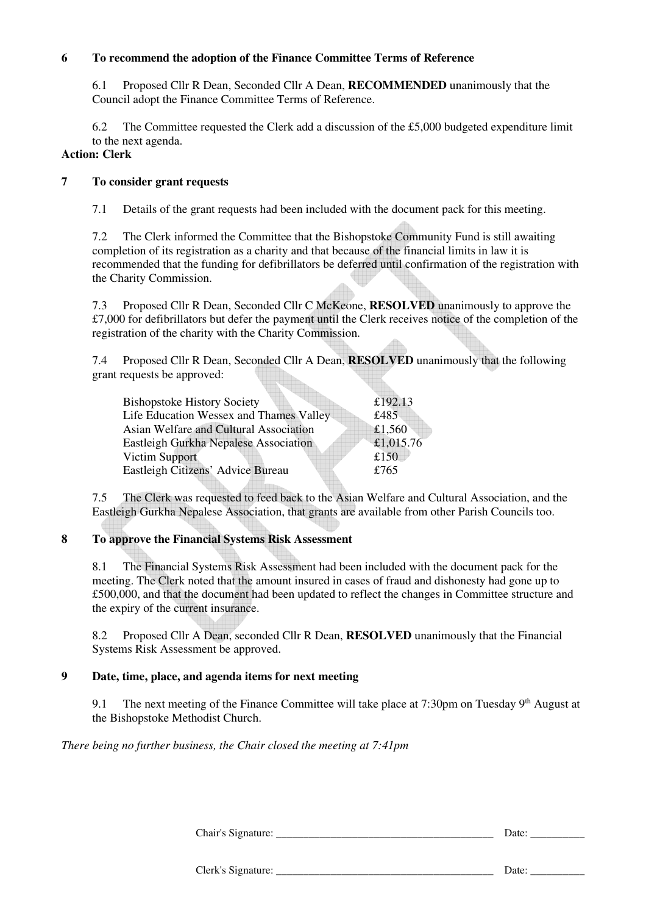## 6 To recommend the adoption of the Finance Committee Terms of Reference

6.1 Proposed Cllr R Dean, Seconded Cllr A Dean, **RECOMMENDED** unanimously that the Council adopt the Finance Committee Terms of Reference.

6.2 The Committee requested the Clerk add a discussion of the £5,000 budgeted expenditure limit to the next agenda.

**Action: Clerk**

## 7 To consider grant requests

7.1 Details of the grant requests had been included with the document pack for this meeting.

7.2 The Clerk informed the Committee that the Bishopstoke Community Fund is still awaiting completion of its registration as a charity and that because of the financial limits in law it is recommended that the funding for defibrillators be deferred until confirmation of the registration with the Charity Commission.

7.3 Proposed Cllr R Dean, Seconded Cllr C McKeone, **RESOLVED** unanimously to approve the £7,000 for defibrillators but defer the payment until the Clerk receives notice of the completion of the registration of the charity with the Charity Commission.

7.4 Proposed Cllr R Dean, Seconded Cllr A Dean, **RESOLVED** unanimously that the following grant requests be approved:

| | |
|---|---|
| Bishopstoke History Society | £192.13 |
| Life Education Wessex and Thames Valley | £485 |
| Asian Welfare and Cultural Association | £1,560 |
| Eastleigh Gurkha Nepalese Association | £1,015.76 |
| Victim Support | £150 |
| Eastleigh Citizens' Advice Bureau | £765 |

7.5 The Clerk was requested to feed back to the Asian Welfare and Cultural Association, and the Eastleigh Gurkha Nepalese Association, that grants are available from other Parish Councils too.

## 8 To approve the Financial Systems Risk Assessment

8.1 The Financial Systems Risk Assessment had been included with the document pack for the meeting. The Clerk noted that the amount insured in cases of fraud and dishonesty had gone up to £500,000, and that the document had been updated to reflect the changes in Committee structure and the expiry of the current insurance.

8.2 Proposed Cllr A Dean, seconded Cllr R Dean, **RESOLVED** unanimously that the Financial Systems Risk Assessment be approved.

## 9 Date, time, place, and agenda items for next meeting

9.1 The next meeting of the Finance Committee will take place at 7:30pm on Tuesday 9th August at the Bishopstoke Methodist Church.

*There being no further business, the Chair closed the meeting at 7:41pm*

Chair's Signature: ________________________________________ Date: __________

Clerk's Signature: ________________________________________ Date: __________